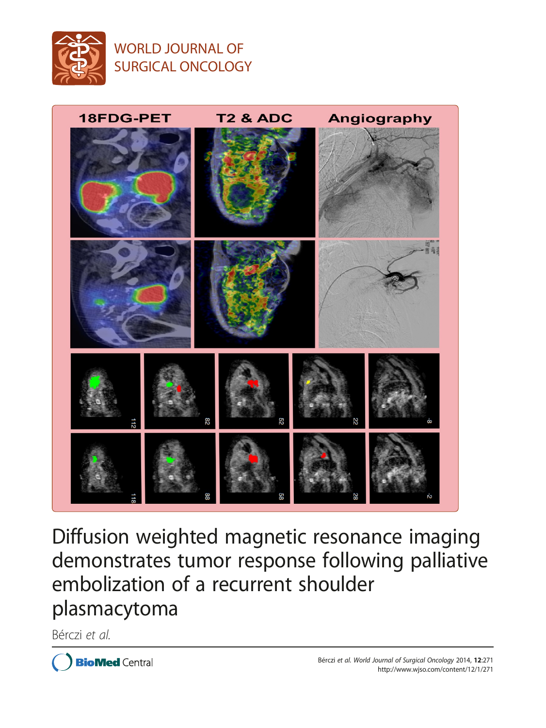WORLD JOURNAL OF SURGICAL ONCOLOGY

# Diffusion weighted magnetic resonance imaging demonstrates tumor response following palliative embolization of a recurrent shoulder plasmacytoma

Bérczi *et al.*

Bérczi *et al.* *World Journal of Surgical Oncology* 2014, **12**:271
http://www.wjso.com/content/12/1/271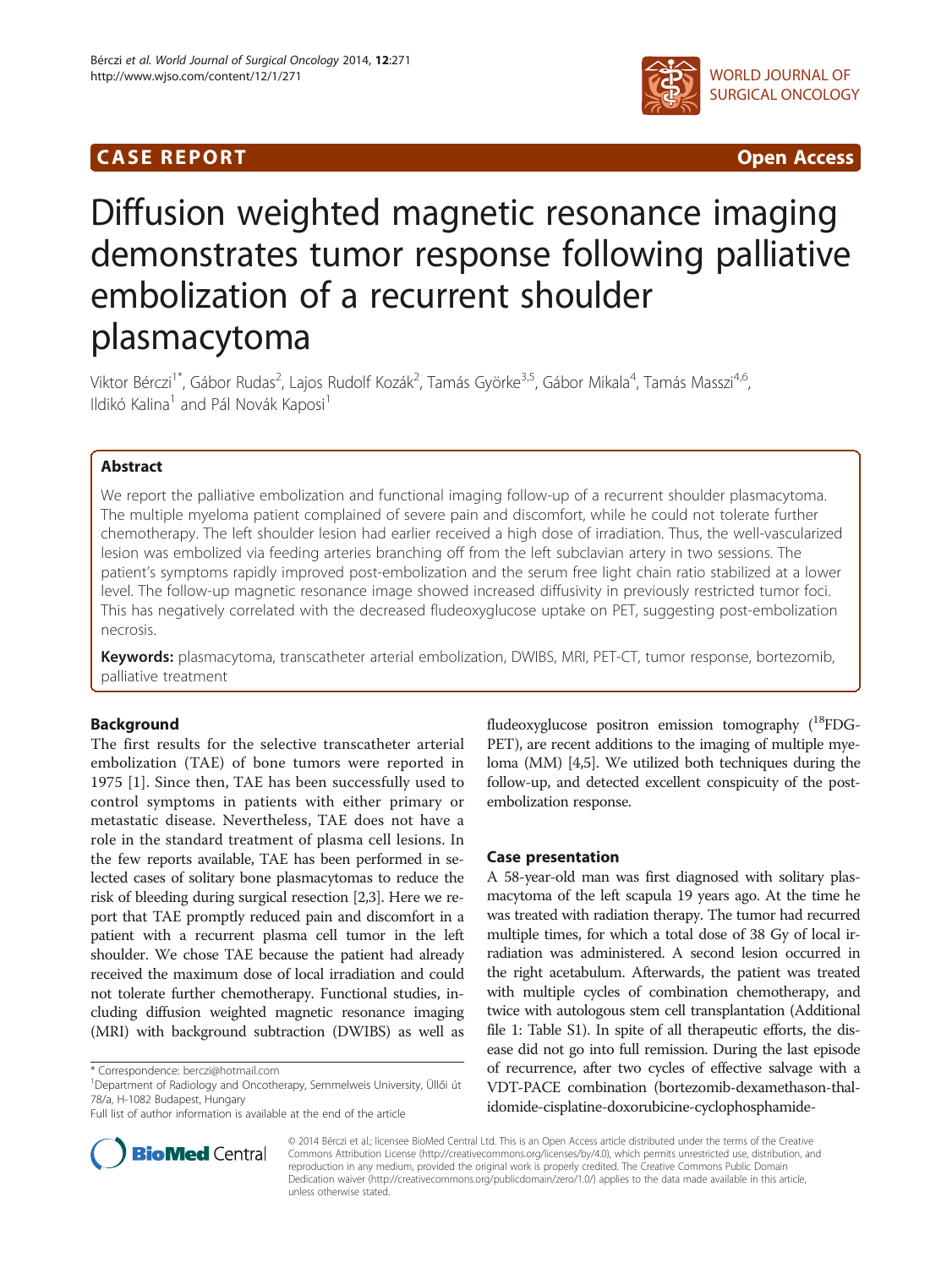# Diffusion weighted magnetic resonance imaging demonstrates tumor response following palliative embolization of a recurrent shoulder plasmacytoma

Viktor Bérczi[1*], Gábor Rudas[2], Lajos Rudolf Kozák[2], Tamás Györke[3,5], Gábor Mikala[4], Tamás Masszi[4,6], Ildikó Kalina[1] and Pál Novák Kaposi[1]

## Abstract

We report the palliative embolization and functional imaging follow-up of a recurrent shoulder plasmacytoma. The multiple myeloma patient complained of severe pain and discomfort, while he could not tolerate further chemotherapy. The left shoulder lesion had earlier received a high dose of irradiation. Thus, the well-vascularized lesion was embolized via feeding arteries branching off from the left subclavian artery in two sessions. The patient's symptoms rapidly improved post-embolization and the serum free light chain ratio stabilized at a lower level. The follow-up magnetic resonance image showed increased diffusivity in previously restricted tumor foci. This has negatively correlated with the decreased fludeoxyglucose uptake on PET, suggesting post-embolization necrosis.

**Keywords:** plasmacytoma, transcatheter arterial embolization, DWIBS, MRI, PET-CT, tumor response, bortezomib, palliative treatment

## Background

The first results for the selective transcatheter arterial embolization (TAE) of bone tumors were reported in 1975 [1]. Since then, TAE has been successfully used to control symptoms in patients with either primary or metastatic disease. Nevertheless, TAE does not have a role in the standard treatment of plasma cell lesions. In the few reports available, TAE has been performed in selected cases of solitary bone plasmacytomas to reduce the risk of bleeding during surgical resection [2,3]. Here we report that TAE promptly reduced pain and discomfort in a patient with a recurrent plasma cell tumor in the left shoulder. We chose TAE because the patient had already received the maximum dose of local irradiation and could not tolerate further chemotherapy. Functional studies, including diffusion weighted magnetic resonance imaging (MRI) with background subtraction (DWIBS) as well as fludeoxyglucose positron emission tomography ($^{18}$FDG-PET), are recent additions to the imaging of multiple myeloma (MM) [4,5]. We utilized both techniques during the follow-up, and detected excellent conspicuity of the post-embolization response.

## Case presentation

A 58-year-old man was first diagnosed with solitary plasmacytoma of the left scapula 19 years ago. At the time he was treated with radiation therapy. The tumor had recurred multiple times, for which a total dose of 38 Gy of local irradiation was administered. A second lesion occurred in the right acetabulum. Afterwards, the patient was treated with multiple cycles of combination chemotherapy, and twice with autologous stem cell transplantation (Additional file 1: Table S1). In spite of all therapeutic efforts, the disease did not go into full remission. During the last episode of recurrence, after two cycles of effective salvage with a VDT-PACE combination (bortezomib-dexamethason-thalidomide-cisplatine-doxorubicine-cyclophosphamide-

\* Correspondence: berczi@hotmail.com
[1]Department of Radiology and Oncotherapy, Semmelweis University, Üllői út 78/a, H-1082 Budapest, Hungary
Full list of author information is available at the end of the article

© 2014 Bérczi et al.; licensee BioMed Central Ltd. This is an Open Access article distributed under the terms of the Creative Commons Attribution License (http://creativecommons.org/licenses/by/4.0), which permits unrestricted use, distribution, and reproduction in any medium, provided the original work is properly credited. The Creative Commons Public Domain Dedication waiver (http://creativecommons.org/publicdomain/zero/1.0/) applies to the data made available in this article, unless otherwise stated.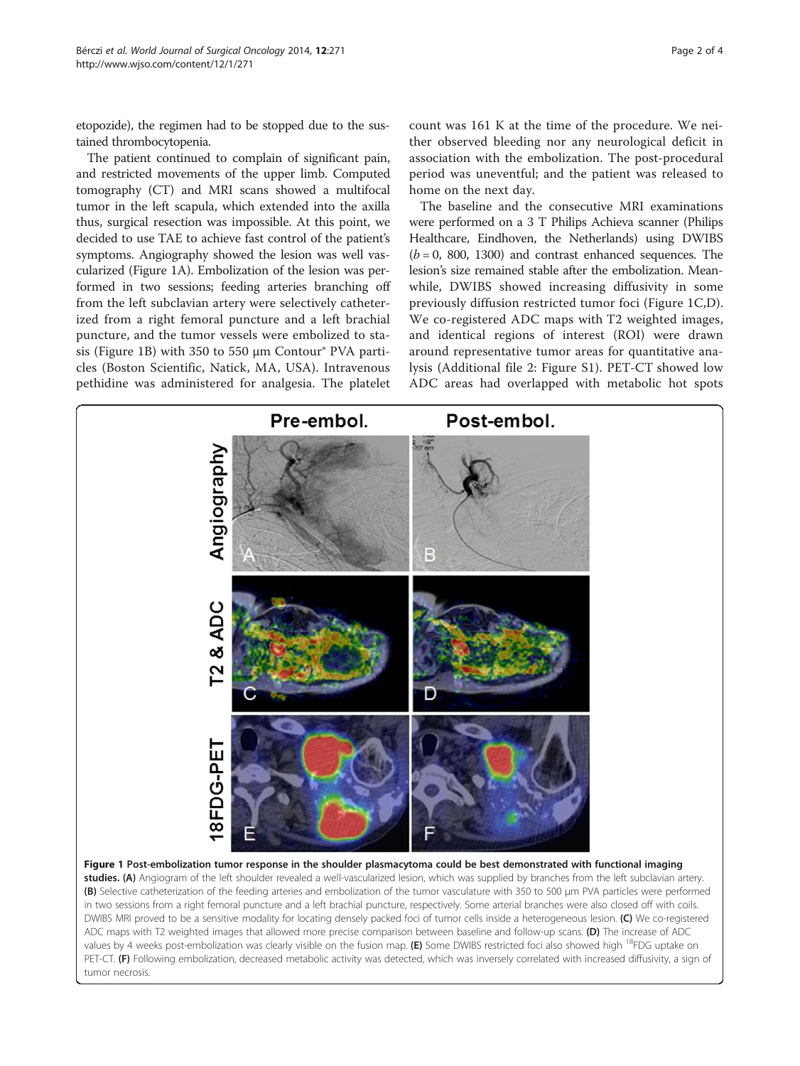etopozide), the regimen had to be stopped due to the sustained thrombocytopenia.

The patient continued to complain of significant pain, and restricted movements of the upper limb. Computed tomography (CT) and MRI scans showed a multifocal tumor in the left scapula, which extended into the axilla thus, surgical resection was impossible. At this point, we decided to use TAE to achieve fast control of the patient's symptoms. Angiography showed the lesion was well vascularized (Figure 1A). Embolization of the lesion was performed in two sessions; feeding arteries branching off from the left subclavian artery were selectively catheterized from a right femoral puncture and a left brachial puncture, and the tumor vessels were embolized to stasis (Figure 1B) with 350 to 550 μm Contour® PVA particles (Boston Scientific, Natick, MA, USA). Intravenous pethidine was administered for analgesia. The platelet count was 161 K at the time of the procedure. We neither observed bleeding nor any neurological deficit in association with the embolization. The post-procedural period was uneventful; and the patient was released to home on the next day.

The baseline and the consecutive MRI examinations were performed on a 3 T Philips Achieva scanner (Philips Healthcare, Eindhoven, the Netherlands) using DWIBS ($b$ = 0, 800, 1300) and contrast enhanced sequences. The lesion's size remained stable after the embolization. Meanwhile, DWIBS showed increasing diffusivity in some previously diffusion restricted tumor foci (Figure 1C,D). We co-registered ADC maps with T2 weighted images, and identical regions of interest (ROI) were drawn around representative tumor areas for quantitative analysis (Additional file 2: Figure S1). PET-CT showed low ADC areas had overlapped with metabolic hot spots

**Figure 1 Post-embolization tumor response in the shoulder plasmacytoma could be best demonstrated with functional imaging studies. (A)** Angiogram of the left shoulder revealed a well-vascularized lesion, which was supplied by branches from the left subclavian artery. **(B)** Selective catheterization of the feeding arteries and embolization of the tumor vasculature with 350 to 500 μm PVA particles were performed in two sessions from a right femoral puncture and a left brachial puncture, respectively. Some arterial branches were also closed off with coils. DWIBS MRI proved to be a sensitive modality for locating densely packed foci of tumor cells inside a heterogeneous lesion. **(C)** We co-registered ADC maps with T2 weighted images that allowed more precise comparison between baseline and follow-up scans. **(D)** The increase of ADC values by 4 weeks post-embolization was clearly visible on the fusion map. **(E)** Some DWIBS restricted foci also showed high [18]FDG uptake on PET-CT. **(F)** Following embolization, decreased metabolic activity was detected, which was inversely correlated with increased diffusivity, a sign of tumor necrosis.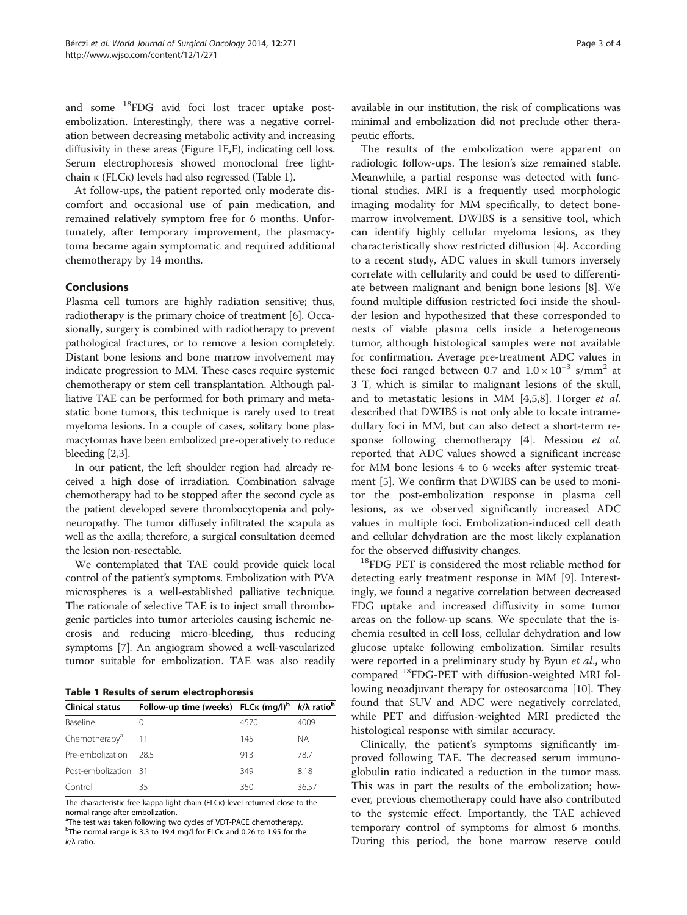and some $^{18}$FDG avid foci lost tracer uptake post-embolization. Interestingly, there was a negative correlation between decreasing metabolic activity and increasing diffusivity in these areas (Figure 1E,F), indicating cell loss. Serum electrophoresis showed monoclonal free light-chain κ (FLCκ) levels had also regressed (Table 1).

At follow-ups, the patient reported only moderate discomfort and occasional use of pain medication, and remained relatively symptom free for 6 months. Unfortunately, after temporary improvement, the plasmacytoma became again symptomatic and required additional chemotherapy by 14 months.

## Conclusions

Plasma cell tumors are highly radiation sensitive; thus, radiotherapy is the primary choice of treatment [6]. Occasionally, surgery is combined with radiotherapy to prevent pathological fractures, or to remove a lesion completely. Distant bone lesions and bone marrow involvement may indicate progression to MM. These cases require systemic chemotherapy or stem cell transplantation. Although palliative TAE can be performed for both primary and metastatic bone tumors, this technique is rarely used to treat myeloma lesions. In a couple of cases, solitary bone plasmacytomas have been embolized pre-operatively to reduce bleeding [2,3].

In our patient, the left shoulder region had already received a high dose of irradiation. Combination salvage chemotherapy had to be stopped after the second cycle as the patient developed severe thrombocytopenia and polyneuropathy. The tumor diffusely infiltrated the scapula as well as the axilla; therefore, a surgical consultation deemed the lesion non-resectable.

We contemplated that TAE could provide quick local control of the patient's symptoms. Embolization with PVA microspheres is a well-established palliative technique. The rationale of selective TAE is to inject small thrombogenic particles into tumor arterioles causing ischemic necrosis and reducing micro-bleeding, thus reducing symptoms [7]. An angiogram showed a well-vascularized tumor suitable for embolization. TAE was also readily

**Table 1 Results of serum electrophoresis**

| Clinical status | Follow-up time (weeks) | FLCκ (mg/l)[b] | *k*/λ ratio[b] |
|---|---|---|---|
| Baseline | 0 | 4570 | 4009 |
| Chemotherapy[a] | 11 | 145 | NA |
| Pre-embolization | 28.5 | 913 | 78.7 |
| Post-embolization | 31 | 349 | 8.18 |
| Control | 35 | 350 | 36.57 |

The characteristic free kappa light-chain (FLCκ) level returned close to the normal range after embolization.
[a]The test was taken following two cycles of VDT-PACE chemotherapy.
[b]The normal range is 3.3 to 19.4 mg/l for FLCκ and 0.26 to 1.95 for the *k*/λ ratio.

available in our institution, the risk of complications was minimal and embolization did not preclude other therapeutic efforts.

The results of the embolization were apparent on radiologic follow-ups. The lesion's size remained stable. Meanwhile, a partial response was detected with functional studies. MRI is a frequently used morphologic imaging modality for MM specifically, to detect bone-marrow involvement. DWIBS is a sensitive tool, which can identify highly cellular myeloma lesions, as they characteristically show restricted diffusion [4]. According to a recent study, ADC values in skull tumors inversely correlate with cellularity and could be used to differentiate between malignant and benign bone lesions [8]. We found multiple diffusion restricted foci inside the shoulder lesion and hypothesized that these corresponded to nests of viable plasma cells inside a heterogeneous tumor, although histological samples were not available for confirmation. Average pre-treatment ADC values in these foci ranged between 0.7 and $1.0 \times 10^{-3}$ s/mm$^2$ at 3 T, which is similar to malignant lesions of the skull, and to metastatic lesions in MM [4,5,8]. Horger *et al.* described that DWIBS is not only able to locate intramedullary foci in MM, but can also detect a short-term response following chemotherapy [4]. Messiou *et al.* reported that ADC values showed a significant increase for MM bone lesions 4 to 6 weeks after systemic treatment [5]. We confirm that DWIBS can be used to monitor the post-embolization response in plasma cell lesions, as we observed significantly increased ADC values in multiple foci. Embolization-induced cell death and cellular dehydration are the most likely explanation for the observed diffusivity changes.

$^{18}$FDG PET is considered the most reliable method for detecting early treatment response in MM [9]. Interestingly, we found a negative correlation between decreased FDG uptake and increased diffusivity in some tumor areas on the follow-up scans. We speculate that the ischemia resulted in cell loss, cellular dehydration and low glucose uptake following embolization. Similar results were reported in a preliminary study by Byun *et al.*, who compared $^{18}$FDG-PET with diffusion-weighted MRI following neoadjuvant therapy for osteosarcoma [10]. They found that SUV and ADC were negatively correlated, while PET and diffusion-weighted MRI predicted the histological response with similar accuracy.

Clinically, the patient's symptoms significantly improved following TAE. The decreased serum immunoglobulin ratio indicated a reduction in the tumor mass. This was in part the results of the embolization; however, previous chemotherapy could have also contributed to the systemic effect. Importantly, the TAE achieved temporary control of symptoms for almost 6 months. During this period, the bone marrow reserve could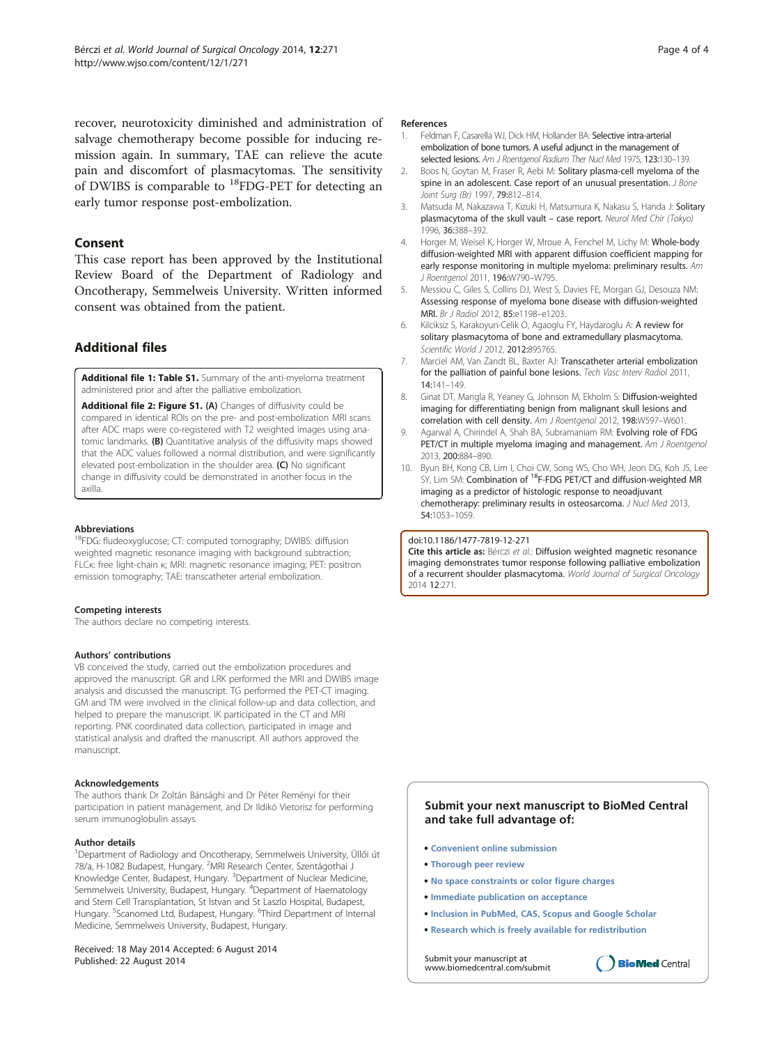recover, neurotoxicity diminished and administration of salvage chemotherapy become possible for inducing remission again. In summary, TAE can relieve the acute pain and discomfort of plasmacytomas. The sensitivity of DWIBS is comparable to $^{18}$FDG-PET for detecting an early tumor response post-embolization.

## Consent

This case report has been approved by the Institutional Review Board of the Department of Radiology and Oncotherapy, Semmelweis University. Written informed consent was obtained from the patient.

## Additional files

**Additional file 1: Table S1.** Summary of the anti-myeloma treatment administered prior and after the palliative embolization.

**Additional file 2: Figure S1. (A)** Changes of diffusivity could be compared in identical ROIs on the pre- and post-embolization MRI scans after ADC maps were co-registered with T2 weighted images using anatomic landmarks. **(B)** Quantitative analysis of the diffusivity maps showed that the ADC values followed a normal distribution, and were significantly elevated post-embolization in the shoulder area. **(C)** No significant change in diffusivity could be demonstrated in another focus in the axilla.

#### Abbreviations

$^{18}$FDG: fludeoxyglucose; CT: computed tomography; DWIBS: diffusion weighted magnetic resonance imaging with background subtraction; FLCκ: free light-chain κ; MRI: magnetic resonance imaging; PET: positron emission tomography; TAE: transcatheter arterial embolization.

#### Competing interests

The authors declare no competing interests.

#### Authors' contributions

VB conceived the study, carried out the embolization procedures and approved the manuscript. GR and LRK performed the MRI and DWIBS image analysis and discussed the manuscript. TG performed the PET-CT imaging. GM and TM were involved in the clinical follow-up and data collection, and helped to prepare the manuscript. IK participated in the CT and MRI reporting. PNK coordinated data collection, participated in image and statistical analysis and drafted the manuscript. All authors approved the manuscript.

#### Acknowledgements

The authors thank Dr Zoltán Bánsághi and Dr Péter Reményi for their participation in patient management, and Dr Ildikó Vietorisz for performing serum immunoglobulin assays.

#### Author details

[1]Department of Radiology and Oncotherapy, Semmelweis University, Üllői út 78/a, H-1082 Budapest, Hungary. [2]MRI Research Center, Szentágothai J Knowledge Center, Budapest, Hungary. [3]Department of Nuclear Medicine, Semmelweis University, Budapest, Hungary. [4]Department of Haematology and Stem Cell Transplantation, St Istvan and St Laszlo Hospital, Budapest, Hungary. [5]Scanomed Ltd, Budapest, Hungary. [6]Third Department of Internal Medicine, Semmelweis University, Budapest, Hungary.

Received: 18 May 2014 Accepted: 6 August 2014
Published: 22 August 2014

#### References

1. Feldman F, Casarella WJ, Dick HM, Hollander BA: **Selective intra-arterial embolization of bone tumors. A useful adjunct in the management of selected lesions.** *Am J Roentgenol Radium Ther Nucl Med* 1975, **123:**130–139.
2. Boos N, Goytan M, Fraser R, Aebi M: **Solitary plasma-cell myeloma of the spine in an adolescent. Case report of an unusual presentation.** *J Bone Joint Surg (Br)* 1997, **79:**812–814.
3. Matsuda M, Nakazawa T, Kizuki H, Matsumura K, Nakasu S, Handa J: **Solitary plasmacytoma of the skull vault – case report.** *Neurol Med Chir (Tokyo)* 1996, **36:**388–392.
4. Horger M, Weisel K, Horger W, Mroue A, Fenchel M, Lichy M: **Whole-body diffusion-weighted MRI with apparent diffusion coefficient mapping for early response monitoring in multiple myeloma: preliminary results.** *Am J Roentgenol* 2011, **196:**W790–W795.
5. Messiou C, Giles S, Collins DJ, West S, Davies FE, Morgan GJ, Desouza NM: **Assessing response of myeloma bone disease with diffusion-weighted MRI.** *Br J Radiol* 2012, **85:**e1198–e1203.
6. Kilciksiz S, Karakoyun-Celik O, Agaoglu FY, Haydaroglu A: **A review for solitary plasmacytoma of bone and extramedullary plasmacytoma.** *Scientific World J* 2012, **2012:**895765.
7. Marciel AM, Van Zandt BL, Baxter AJ: **Transcatheter arterial embolization for the palliation of painful bone lesions.** *Tech Vasc Interv Radiol* 2011, **14:**141–149.
8. Ginat DT, Mangla R, Yeaney G, Johnson M, Ekholm S: **Diffusion-weighted imaging for differentiating benign from malignant skull lesions and correlation with cell density.** *Am J Roentgenol* 2012, **198:**W597–W601.
9. Agarwal A, Chirindel A, Shah BA, Subramaniam RM: **Evolving role of FDG PET/CT in multiple myeloma imaging and management.** *Am J Roentgenol* 2013, **200:**884–890.
10. Byun BH, Kong CB, Lim I, Choi CW, Song WS, Cho WH, Jeon DG, Koh JS, Lee SY, Lim SM: **Combination of $^{18}$F-FDG PET/CT and diffusion-weighted MR imaging as a predictor of histologic response to neoadjuvant chemotherapy: preliminary results in osteosarcoma.** *J Nucl Med* 2013, **54:**1053–1059.

doi:10.1186/1477-7819-12-271
**Cite this article as:** Bérczi *et al.*: Diffusion weighted magnetic resonance imaging demonstrates tumor response following palliative embolization of a recurrent shoulder plasmacytoma. *World Journal of Surgical Oncology* 2014 **12**:271.

**Submit your next manuscript to BioMed Central and take full advantage of:**

- **Convenient online submission**
- **Thorough peer review**
- **No space constraints or color figure charges**
- **Immediate publication on acceptance**
- **Inclusion in PubMed, CAS, Scopus and Google Scholar**
- **Research which is freely available for redistribution**

Submit your manuscript at
www.biomedcentral.com/submit